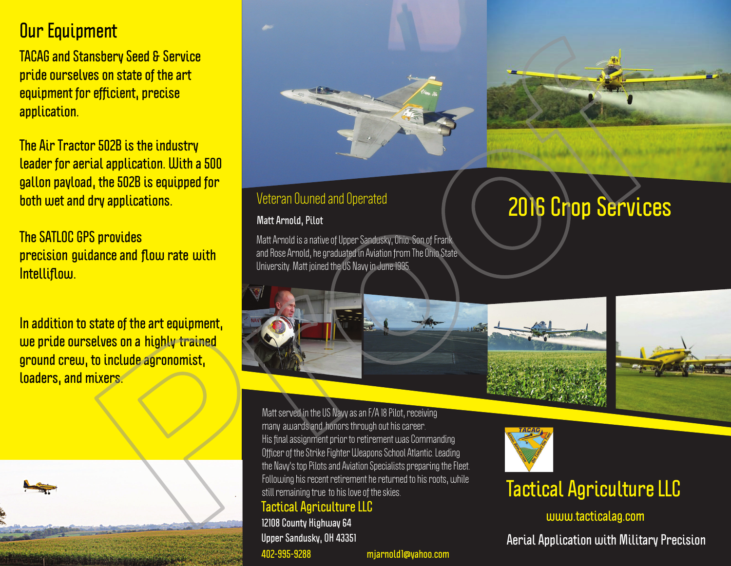## Our Equipment

TACAG and Stansbery Seed & Service pride ourselves on state of the art equipment for efficient, precise application.

The Air Tractor 502B is the industry leader for aerial application. With a 500 gallon payload, the 502B is equipped for both wet and dry applications.

The SATLOC GPS provides precision guidance and flow rate with Intelliflow.

In addition to state of the art equipment, we pride ourselves on a highly trained ground crew, to include agronomist, loaders, and mixers.

## Veteran Owned and Operated

**Matt Arnold, Pilot**

Matt Arnold is a native of Upper Sandusky, Ohio. Son of Frank and Rose Arnold, he graduated in Aviation from The Ohio State University. Matt joined the US Navy in June 1995.

Matt served in the US Navy as an F/A 18 Pilot, receiving many awards and honors through out his career. His final assignment prior to retirement was Commanding Officer of the Strike Fighter Weapons School Atlantic. Leading the Navy's top Pilots and Aviation Specialists preparing the Fleet. Following his recent retirement he returned to his roots, while still remaining true to his love of the skies.

**Tactical Agriculture LLC**
12108 County Highway 64
Upper Sandusky, OH 43351
402-995-9288 mjarnold1@yahoo.com

# 2016 Crop Services

TACAG

# Tactical Agriculture LLC

www.tacticalag.com

Aerial Application with Military Precision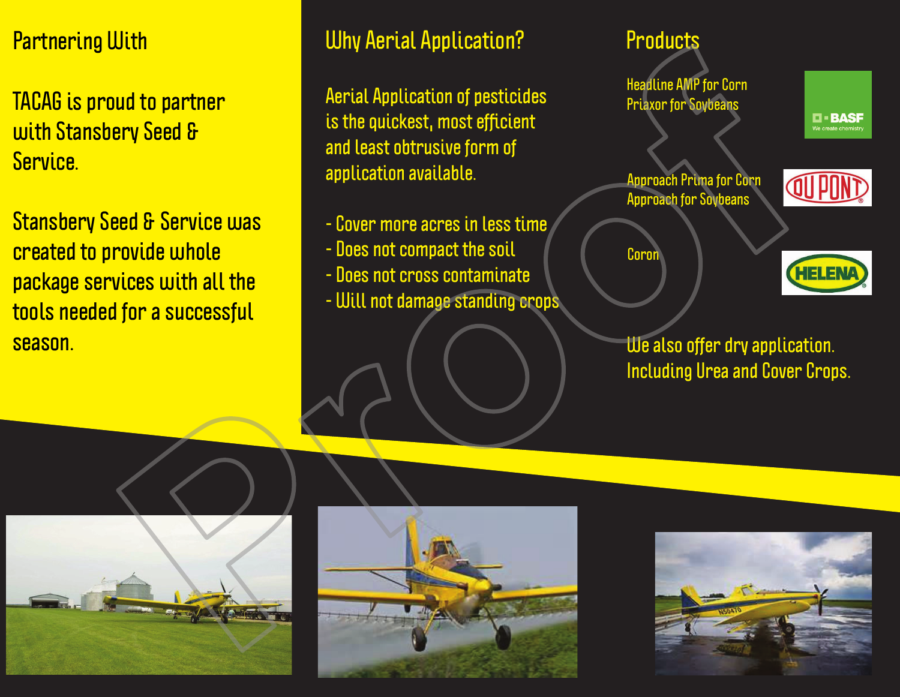## Partnering With

TACAG is proud to partner with Stansbery Seed & Service.

Stansbery Seed & Service was created to provide whole package services with all the tools needed for a successful season.

## Why Aerial Application?

Aerial Application of pesticides is the quickest, most efficient and least obtrusive form of application available.

- Cover more acres in less time
- Does not compact the soil
- Does not cross contaminate
- Will not damage standing crops

## Products

Headline AMP for Corn
Priaxor for Soybeans

BASF
We create chemistry

Approach Prima for Corn
Approach for Soybeans

DUPONT

Coron

HELENA

We also offer dry application. Including Urea and Cover Crops.